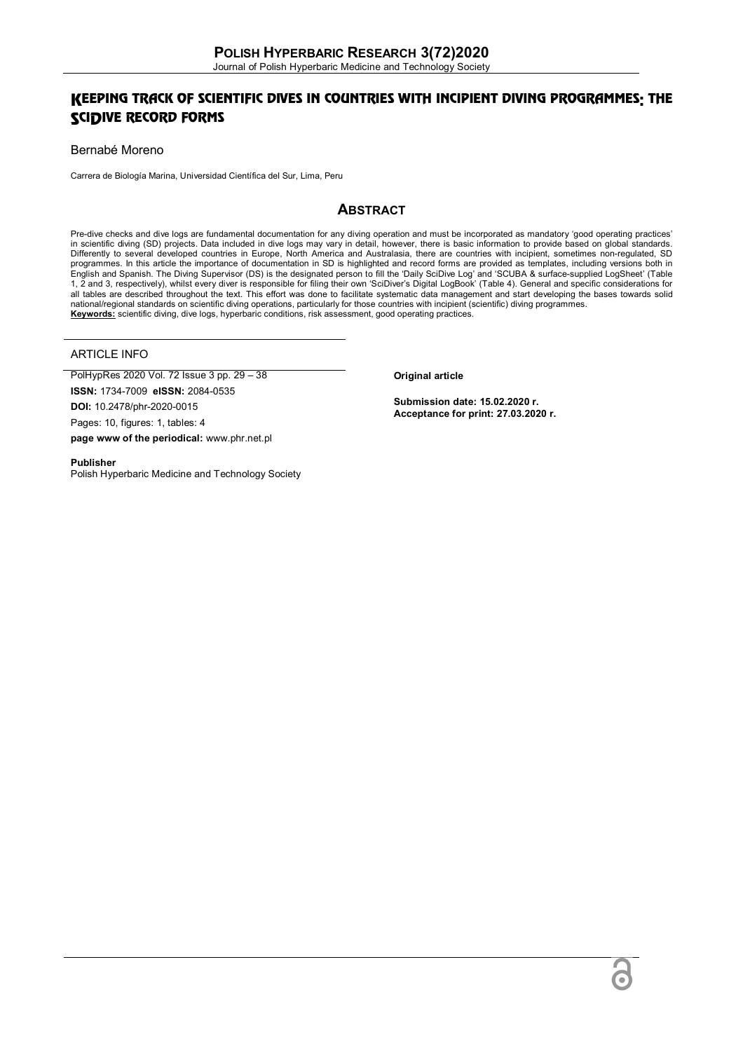# KEEPING TRACK OF SCIENTIFIC DIVES IN COUNTRIES WITH INCIPIENT DIVING PROGRAMMES: THE SCIDIVE RECORD FORMS

Bernabé Moreno

Carrera de Biología Marina, Universidad Científica del Sur, Lima, Peru

## ABSTRACT

Pre-dive checks and dive logs are fundamental documentation for any diving operation and must be incorporated as mandatory 'good operating practices' in scientific diving (SD) projects. Data included in dive logs may vary in detail, however, there is basic information to provide based on global standards. Differently to several developed countries in Europe, North America and Australasia, there are countries with incipient, sometimes non-regulated, SD programmes. In this article the importance of documentation in SD is highlighted and record forms are provided as templates, including versions both in English and Spanish. The Diving Supervisor (DS) is the designated person to fill the 'Daily SciDive Log' and 'SCUBA & surface-supplied LogSheet' (Table 1, 2 and 3, respectively), whilst every diver is responsible for filing their own 'SciDiver's Digital LogBook' (Table 4). General and specific considerations for all tables are described throughout the text. This effort was done to facilitate systematic data management and start developing the bases towards solid national/regional standards on scientific diving operations, particularly for those countries with incipient (scientific) diving programmes.

**Keywords:** scientific diving, dive logs, hyperbaric conditions, risk assessment, good operating practices.

## ARTICLE INFO

PolHypRes 2020 Vol. 72 Issue 3 pp. 29 – 38

**ISSN:** 1734-7009 **eISSN:** 2084-0535

**DOI:** 10.2478/phr-2020-0015

Pages: 10, figures: 1, tables: 4

**page www of the periodical:** www.phr.net.pl

**Publisher**

Polish Hyperbaric Medicine and Technology Society

**Original article**

**Submission date: 15.02.2020 r.**

**Acceptance for print: 27.03.2020 r.**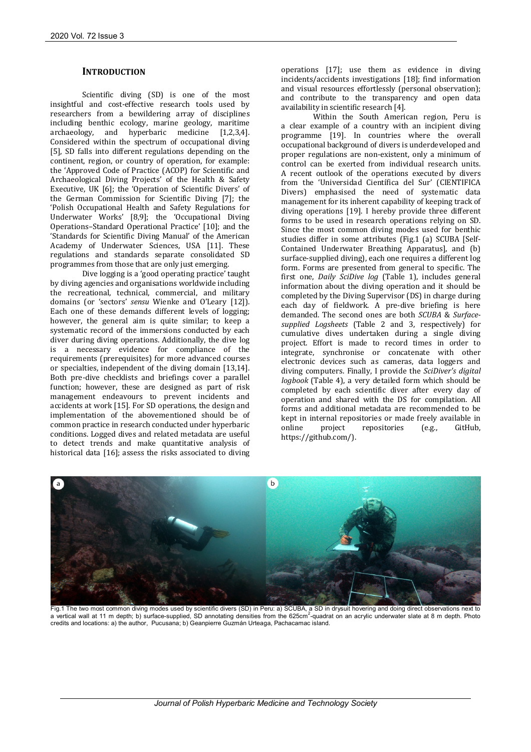## INTRODUCTION

Scientific diving (SD) is one of the most insightful and cost-effective research tools used by researchers from a bewildering array of disciplines including benthic ecology, marine geology, maritime archaeology, and hyperbaric medicine [1,2,3,4]. Considered within the spectrum of occupational diving [5], SD falls into different regulations depending on the continent, region, or country of operation, for example: the 'Approved Code of Practice (ACOP) for Scientific and Archaeological Diving Projects' of the Health & Safety Executive, UK [6]; the 'Operation of Scientific Divers' of the German Commission for Scientific Diving [7]; the 'Polish Occupational Health and Safety Regulations for Underwater Works' [8,9]; the 'Occupational Diving Operations–Standard Operational Practice' [10]; and the 'Standards for Scientific Diving Manual' of the American Academy of Underwater Sciences, USA [11]. These regulations and standards separate consolidated SD programmes from those that are only just emerging.

Dive logging is a 'good operating practice' taught by diving agencies and organisations worldwide including the recreational, technical, commercial, and military domains (or 'sectors' *sensu* Wienke and O'Leary [12]). Each one of these demands different levels of logging; however, the general aim is quite similar; to keep a systematic record of the immersions conducted by each diver during diving operations. Additionally, the dive log is a necessary evidence for compliance of the requirements (prerequisites) for more advanced courses or specialties, independent of the diving domain [13,14]. Both pre-dive checklists and briefings cover a parallel function; however, these are designed as part of risk management endeavours to prevent incidents and accidents at work [15]. For SD operations, the design and implementation of the abovementioned should be of common practice in research conducted under hyperbaric conditions. Logged dives and related metadata are useful to detect trends and make quantitative analysis of historical data [16]; assess the risks associated to diving operations [17]; use them as evidence in diving incidents/accidents investigations [18]; find information and visual resources effortlessly (personal observation); and contribute to the transparency and open data availability in scientific research [4].

Within the South American region, Peru is a clear example of a country with an incipient diving programme [19]. In countries where the overall occupational background of divers is underdeveloped and proper regulations are non-existent, only a minimum of control can be exerted from individual research units. A recent outlook of the operations executed by divers from the 'Universidad Científica del Sur' (CIENTIFICA Divers) emphasised the need of systematic data management for its inherent capability of keeping track of diving operations [19]. I hereby provide three different forms to be used in research operations relying on SD. Since the most common diving modes used for benthic studies differ in some attributes (Fig.1 (a) SCUBA [Self-Contained Underwater Breathing Apparatus], and (b) surface-supplied diving), each one requires a different log form. Forms are presented from general to specific. The first one, *Daily SciDive log* (Table 1), includes general information about the diving operation and it should be completed by the Diving Supervisor (DS) in charge during each day of fieldwork. A pre-dive briefing is here demanded. The second ones are both *SCUBA* & *Surface-supplied Logsheets* (Table 2 and 3, respectively) for cumulative dives undertaken during a single diving project. Effort is made to record times in order to integrate, synchronise or concatenate with other electronic devices such as cameras, data loggers and diving computers. Finally, I provide the *SciDiver's digital logbook* (Table 4), a very detailed form which should be completed by each scientific diver after every day of operation and shared with the DS for compilation. All forms and additional metadata are recommended to be kept in internal repositories or made freely available in online project repositories (e.g., GitHub, https://github.com/).

Fig.1 The two most common diving modes used by scientific divers (SD) in Peru: a) SCUBA, a SD in drysuit hovering and doing direct observations next to a vertical wall at 11 m depth; b) surface-supplied, SD annotating densities from the 625cm$^2$-quadrat on an acrylic underwater slate at 8 m depth. Photo credits and locations: a) the author, Pucusana; b) Geanpierre Guzmán Urteaga, Pachacamac island.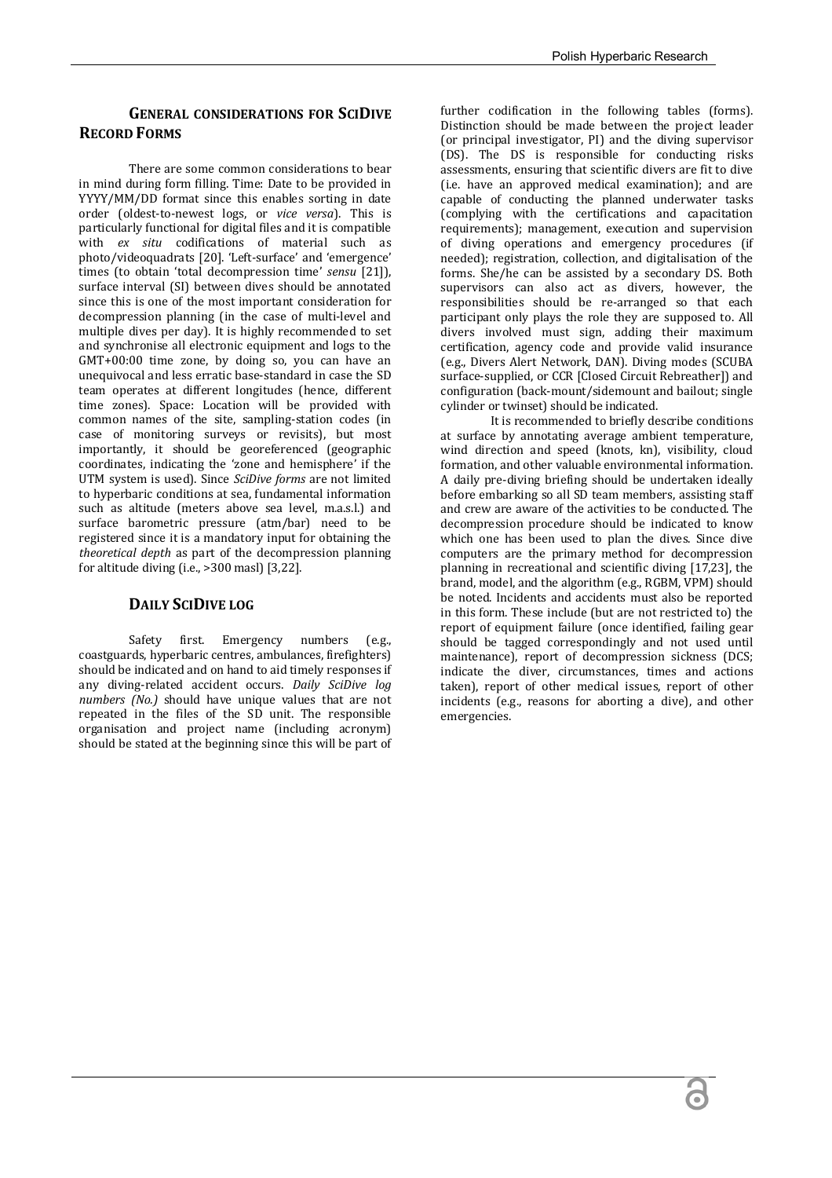## General considerations for SciDive Record Forms

There are some common considerations to bear in mind during form filling. Time: Date to be provided in YYYY/MM/DD format since this enables sorting in date order (oldest-to-newest logs, or *vice versa*). This is particularly functional for digital files and it is compatible with *ex situ* codifications of material such as photo/videoquadrats [20]. 'Left-surface' and 'emergence' times (to obtain 'total decompression time' *sensu* [21]), surface interval (SI) between dives should be annotated since this is one of the most important consideration for decompression planning (in the case of multi-level and multiple dives per day). It is highly recommended to set and synchronise all electronic equipment and logs to the GMT+00:00 time zone, by doing so, you can have an unequivocal and less erratic base-standard in case the SD team operates at different longitudes (hence, different time zones). Space: Location will be provided with common names of the site, sampling-station codes (in case of monitoring surveys or revisits), but most importantly, it should be georeferenced (geographic coordinates, indicating the 'zone and hemisphere' if the UTM system is used). Since *SciDive forms* are not limited to hyperbaric conditions at sea, fundamental information such as altitude (meters above sea level, m.a.s.l.) and surface barometric pressure (atm/bar) need to be registered since it is a mandatory input for obtaining the *theoretical depth* as part of the decompression planning for altitude diving (i.e., >300 masl) [3,22].

## Daily SciDive log

Safety first. Emergency numbers (e.g., coastguards, hyperbaric centres, ambulances, firefighters) should be indicated and on hand to aid timely responses if any diving-related accident occurs. *Daily SciDive log numbers (No.)* should have unique values that are not repeated in the files of the SD unit. The responsible organisation and project name (including acronym) should be stated at the beginning since this will be part of further codification in the following tables (forms). Distinction should be made between the project leader (or principal investigator, PI) and the diving supervisor (DS). The DS is responsible for conducting risks assessments, ensuring that scientific divers are fit to dive (i.e. have an approved medical examination); and are capable of conducting the planned underwater tasks (complying with the certifications and capacitation requirements); management, execution and supervision of diving operations and emergency procedures (if needed); registration, collection, and digitalisation of the forms. She/he can be assisted by a secondary DS. Both supervisors can also act as divers, however, the responsibilities should be re-arranged so that each participant only plays the role they are supposed to. All divers involved must sign, adding their maximum certification, agency code and provide valid insurance (e.g., Divers Alert Network, DAN). Diving modes (SCUBA surface-supplied, or CCR [Closed Circuit Rebreather]) and configuration (back-mount/sidemount and bailout; single cylinder or twinset) should be indicated.

It is recommended to briefly describe conditions at surface by annotating average ambient temperature, wind direction and speed (knots, kn), visibility, cloud formation, and other valuable environmental information. A daily pre-diving briefing should be undertaken ideally before embarking so all SD team members, assisting staff and crew are aware of the activities to be conducted. The decompression procedure should be indicated to know which one has been used to plan the dives. Since dive computers are the primary method for decompression planning in recreational and scientific diving [17,23], the brand, model, and the algorithm (e.g., RGBM, VPM) should be noted. Incidents and accidents must also be reported in this form. These include (but are not restricted to) the report of equipment failure (once identified, failing gear should be tagged correspondingly and not used until maintenance), report of decompression sickness (DCS; indicate the diver, circumstances, times and actions taken), report of other medical issues, report of other incidents (e.g., reasons for aborting a dive), and other emergencies.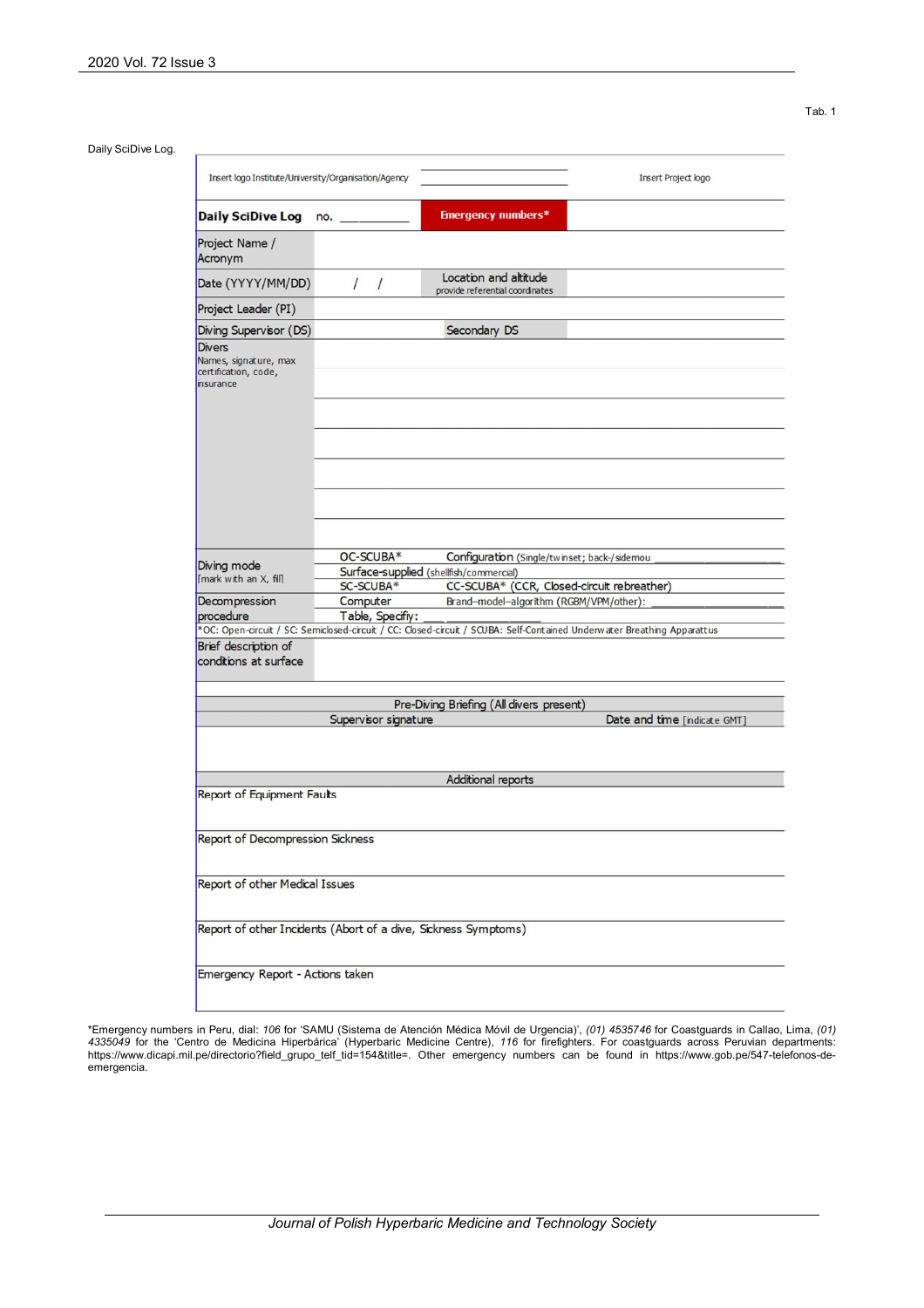Tab. 1

Daily SciDive Log.

| Insert logo Institute/University/Organisation/Agency | | | Insert Project logo |
|---|---|---|---|
| **Daily SciDive Log** | no. ________ | **Emergency numbers*** | |
| Project Name / Acronym | | | |
| Date (YYYY/MM/DD) | / / | Location and altitude provide referential coordinates | |
| Project Leader (PI) | | | |
| Diving Supervisor (DS) | | Secondary DS | |
| Divers Names, signature, max certification, code, insurance | | | |
| | | | |
| | | | |
| | | | |
| | | | |
| | | | |
| Diving mode [mark with an X, fill] | OC-SCUBA* | Configuration (Single/twinset; back-/sidemou ________________ | |
| | Surface-supplied (shellfish/commercial) | | |
| | SC-SCUBA* | CC-SCUBA* (CCR, Closed-circuit rebreather) | |
| Decompression procedure | Computer | Brand–model–algorithm (RGBM/VPM/other): ________________ | |
| | Table, Specify: ____ | | |
| *OC: Open-circuit / SC: Semiclosed-circuit / CC: Closed-circuit / SCUBA: Self-Contained Underwater Breathing Apparattus | | | |
| Brief description of conditions at surface | | | |

| Pre-Diving Briefing (All divers present) | |
|---|---|
| Supervisor signature | Date and time [indicate GMT] |
| | |

| Additional reports |
|---|
| Report of Equipment Faults |
| Report of Decompression Sickness |
| Report of other Medical Issues |
| Report of other Incidents (Abort of a dive, Sickness Symptoms) |
| Emergency Report - Actions taken |

*Emergency numbers in Peru, dial: *106* for 'SAMU (Sistema de Atención Médica Móvil de Urgencia)', *(01) 4535746* for Coastguards in Callao, Lima, *(01) 4335049* for the 'Centro de Medicina Hiperbárica' (Hyperbaric Medicine Centre), *116* for firefighters. For coastguards across Peruvian departments: https://www.dicapi.mil.pe/directorio?field_grupo_telf_tid=154&title=. Other emergency numbers can be found in https://www.gob.pe/547-telefonos-de-emergencia.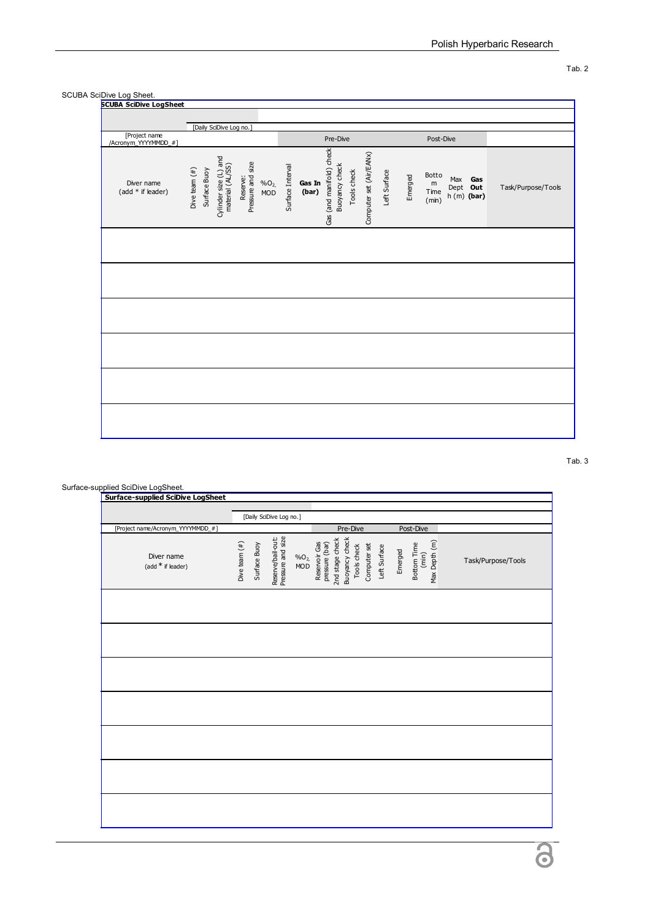Tab. 2

SCUBA SciDive Log Sheet.

| SCUBA SciDive LogSheet | | | | | | | | | | | | | | | | | | | |
|---|---|---|---|---|---|---|---|---|---|---|---|---|---|---|---|---|---|---|---|
| | [Daily SciDive Log no.] | | | | | | | | | | | | | | | | | | |
| [Project name /Acronym_YYYYMMDD_#] | | | | | | | | | Pre-Dive | | | | | Post-Dive | | | | | |
| Diver name (add * if leader) | Dive team (#) | Surface Buoy | Cylinder size (L) and material (AL/SS) | Reserve: Pressure and size | %O$_2$, MOD | Surface Interval | **Gas In (bar)** | Gas (and manifold) check | Buoyancy check | Tools check | Computer set (Air/EANx) | Left Surface | Emerged | Bottom Time (min) | Max Depth (m) | **Gas Out (bar)** | Task/Purpose/Tools | | |
| | | | | | | | | | | | | | | | | | | | |
| | | | | | | | | | | | | | | | | | | | |
| | | | | | | | | | | | | | | | | | | | |
| | | | | | | | | | | | | | | | | | | | |
| | | | | | | | | | | | | | | | | | | | |
| | | | | | | | | | | | | | | | | | | | |

Tab. 3

Surface-supplied SciDive LogSheet.

| Surface-supplied SciDive LogSheet | | | | | | | | | | | | | | | | |
|---|---|---|---|---|---|---|---|---|---|---|---|---|---|---|---|---|
| | [Daily SciDive Log no.] | | | | | | | | | | | | | | | |
| [Project name/Acronym_YYYYMMDD_#] | | | | | Pre-Dive | | | | | | Post-Dive | | | | | |
| Diver name (add * if leader) | Dive team (#) | Surface Buoy | Reserve/bail-out: Pressure and size | %O$_2$, MOD | Reservoir Gas pressure (bar) | 2nd stage check | Buoyancy check | Tools check | Computer set | Left Surface | Emerged | Bottom Time (min) | Max Depth (m) | Task/Purpose/Tools | | |
| | | | | | | | | | | | | | | | | |
| | | | | | | | | | | | | | | | | |
| | | | | | | | | | | | | | | | | |
| | | | | | | | | | | | | | | | | |
| | | | | | | | | | | | | | | | | |
| | | | | | | | | | | | | | | | | |
| | | | | | | | | | | | | | | | | |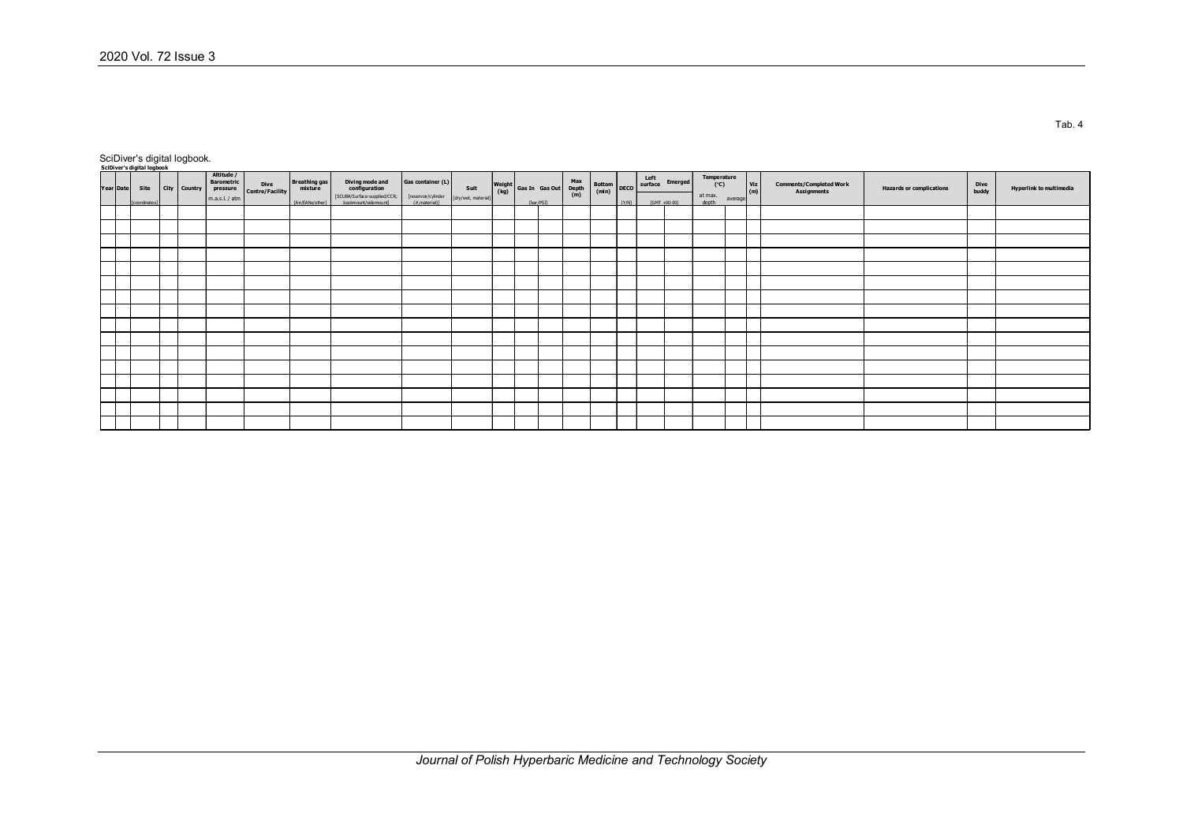Tab. 4

SciDiver's digital logbook.

**SciDiver's digital logbook**

| Year | Date | Site | City | Country | Altitude / Barometric pressure | Dive Centre/Facility | Breathing gas mixture | Diving mode and configuration | Gas container (L) | Suit | Weight (kg) | Gas In | Gas Out | Max Depth (m) | Bottom (min) | DECO | Left surface | Emerged | Temperature (°C) | | Viz (m) | Comments/Completed Work Assignments | Hazards or complications | Dive buddy | Hyperlink to multimedia |
|---|---|---|---|---|---|---|---|---|---|---|---|---|---|---|---|---|---|---|---|---|---|---|---|---|---|
| | | [coordinates] | | | m.a.s.l. / atm | | [Air/EANx/other] | [SCUBA/Surface-supplied/CCR; backmount/sidemount] | [reservoir/cylinder (#,material)] | [dry/wet, material] | | [bar/PSI] | | | | [Y/N] | [GMT +00:00] | | at max. depth | average | | | | | |
| | | | | | | | | | | | | | | | | | | | | | | | | | |
| | | | | | | | | | | | | | | | | | | | | | | | | | |
| | | | | | | | | | | | | | | | | | | | | | | | | | |
| | | | | | | | | | | | | | | | | | | | | | | | | | |
| | | | | | | | | | | | | | | | | | | | | | | | | | |
| | | | | | | | | | | | | | | | | | | | | | | | | | |
| | | | | | | | | | | | | | | | | | | | | | | | | | |
| | | | | | | | | | | | | | | | | | | | | | | | | | |
| | | | | | | | | | | | | | | | | | | | | | | | | | |
| | | | | | | | | | | | | | | | | | | | | | | | | | |
| | | | | | | | | | | | | | | | | | | | | | | | | | |
| | | | | | | | | | | | | | | | | | | | | | | | | | |
| | | | | | | | | | | | | | | | | | | | | | | | | | |
| | | | | | | | | | | | | | | | | | | | | | | | | | |
| | | | | | | | | | | | | | | | | | | | | | | | | | |
| | | | | | | | | | | | | | | | | | | | | | | | | | |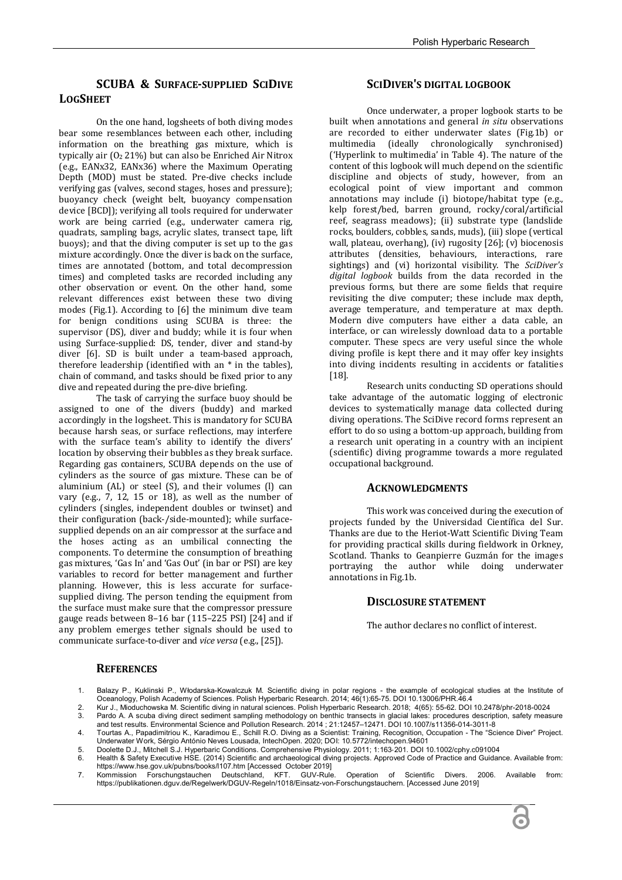## SCUBA & SURFACE-SUPPLIED SCIDIVE LOGSHEET

On the one hand, logsheets of both diving modes bear some resemblances between each other, including information on the breathing gas mixture, which is typically air ($O_2$ 21%) but can also be Enriched Air Nitrox (e.g., EANx32, EANx36) where the Maximum Operating Depth (MOD) must be stated. Pre-dive checks include verifying gas (valves, second stages, hoses and pressure); buoyancy check (weight belt, buoyancy compensation device [BCD]); verifying all tools required for underwater work are being carried (e.g., underwater camera rig, quadrats, sampling bags, acrylic slates, transect tape, lift buoys); and that the diving computer is set up to the gas mixture accordingly. Once the diver is back on the surface, times are annotated (bottom, and total decompression times) and completed tasks are recorded including any other observation or event. On the other hand, some relevant differences exist between these two diving modes (Fig.1). According to [6] the minimum dive team for benign conditions using SCUBA is three: the supervisor (DS), diver and buddy; while it is four when using Surface-supplied: DS, tender, diver and stand-by diver [6]. SD is built under a team-based approach, therefore leadership (identified with an * in the tables), chain of command, and tasks should be fixed prior to any dive and repeated during the pre-dive briefing.

The task of carrying the surface buoy should be assigned to one of the divers (buddy) and marked accordingly in the logsheet. This is mandatory for SCUBA because harsh seas, or surface reflections, may interfere with the surface team's ability to identify the divers' location by observing their bubbles as they break surface. Regarding gas containers, SCUBA depends on the use of cylinders as the source of gas mixture. These can be of aluminium (AL) or steel (S), and their volumes (l) can vary (e.g., 7, 12, 15 or 18), as well as the number of cylinders (singles, independent doubles or twinset) and their configuration (back-/side-mounted); while surface-supplied depends on an air compressor at the surface and the hoses acting as an umbilical connecting the components. To determine the consumption of breathing gas mixtures, 'Gas In' and 'Gas Out' (in bar or PSI) are key variables to record for better management and further planning. However, this is less accurate for surface-supplied diving. The person tending the equipment from the surface must make sure that the compressor pressure gauge reads between 8–16 bar (115–225 PSI) [24] and if any problem emerges tether signals should be used to communicate surface-to-diver and *vice versa* (e.g., [25]).

## SCIDIVER'S DIGITAL LOGBOOK

Once underwater, a proper logbook starts to be built when annotations and general *in situ* observations are recorded to either underwater slates (Fig.1b) or multimedia (ideally chronologically synchronised) ('Hyperlink to multimedia' in Table 4). The nature of the content of this logbook will much depend on the scientific discipline and objects of study, however, from an ecological point of view important and common annotations may include (i) biotope/habitat type (e.g., kelp forest/bed, barren ground, rocky/coral/artificial reef, seagrass meadows); (ii) substrate type (landslide rocks, boulders, cobbles, sands, muds), (iii) slope (vertical wall, plateau, overhang), (iv) rugosity [26]; (v) biocenosis attributes (densities, behaviours, interactions, rare sightings) and (vi) horizontal visibility. The *SciDiver's digital logbook* builds from the data recorded in the previous forms, but there are some fields that require revisiting the dive computer; these include max depth, average temperature, and temperature at max depth. Modern dive computers have either a data cable, an interface, or can wirelessly download data to a portable computer. These specs are very useful since the whole diving profile is kept there and it may offer key insights into diving incidents resulting in accidents or fatalities [18].

Research units conducting SD operations should take advantage of the automatic logging of electronic devices to systematically manage data collected during diving operations. The SciDive record forms represent an effort to do so using a bottom-up approach, building from a research unit operating in a country with an incipient (scientific) diving programme towards a more regulated occupational background.

## ACKNOWLEDGMENTS

This work was conceived during the execution of projects funded by the Universidad Científica del Sur. Thanks are due to the Heriot-Watt Scientific Diving Team for providing practical skills during fieldwork in Orkney, Scotland. Thanks to Geanpierre Guzmán for the images portraying the author while doing underwater annotations in Fig.1b.

## DISCLOSURE STATEMENT

The author declares no conflict of interest.

## REFERENCES

1. Balazy P., Kuklinski P., Włodarska-Kowalczuk M. Scientific diving in polar regions - the example of ecological studies at the Institute of Oceanology, Polish Academy of Sciences. Polish Hyperbaric Research. 2014; 46(1):65-75. DOI 10.13006/PHR.46.4
2. Kur J., Mioduchowska M. Scientific diving in natural sciences. Polish Hyperbaric Research. 2018; 4(65): 55-62. DOI 10.2478/phr-2018-0024
3. Pardo A. A scuba diving direct sediment sampling methodology on benthic transects in glacial lakes: procedures description, safety measure and test results. Environmental Science and Pollution Research. 2014 ; 21:12457–12471. DOI 10.1007/s11356-014-3011-8
4. Tourtas A., Papadimitriou K., Karadimou E., Schill R.O. Diving as a Scientist: Training, Recognition, Occupation - The "Science Diver" Project. Underwater Work, Sérgio António Neves Lousada, IntechOpen. 2020; DOI: 10.5772/intechopen.94601
5. Doolette D.J., Mitchell S.J. Hyperbaric Conditions. Comprehensive Physiology. 2011; 1:163-201. DOI 10.1002/cphy.c091004
6. Health & Safety Executive HSE. (2014) Scientific and archaeological diving projects. Approved Code of Practice and Guidance. Available from: https://www.hse.gov.uk/pubns/books/l107.htm [Accessed October 2019]
7. Kommission Forschungstauchen Deutschland, KFT. GUV-Rule. Operation of Scientific Divers. 2006. Available from: https://publikationen.dguv.de/Regelwerk/DGUV-Regeln/1018/Einsatz-von-Forschungstauchern. [Accessed June 2019]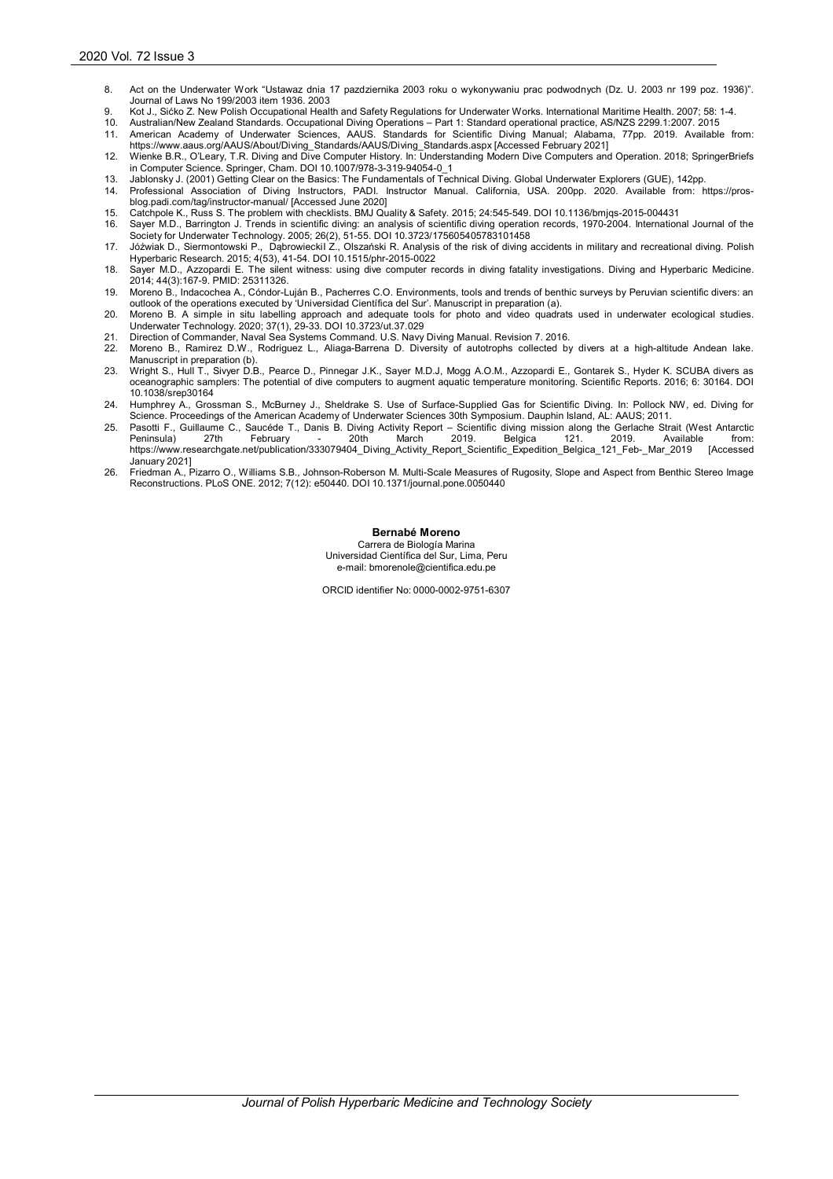8. Act on the Underwater Work "Ustawaz dnia 17 pazdziernika 2003 roku o wykonywaniu prac podwodnych (Dz. U. 2003 nr 199 poz. 1936)". Journal of Laws No 199/2003 item 1936. 2003
9. Kot J., Sićko Z. New Polish Occupational Health and Safety Regulations for Underwater Works. International Maritime Health. 2007; 58: 1-4.
10. Australian/New Zealand Standards. Occupational Diving Operations – Part 1: Standard operational practice, AS/NZS 2299.1:2007. 2015
11. American Academy of Underwater Sciences, AAUS. Standards for Scientific Diving Manual; Alabama, 77pp. 2019. Available from: https://www.aaus.org/AAUS/About/Diving_Standards/AAUS/Diving_Standards.aspx [Accessed February 2021]
12. Wienke B.R., O'Leary, T.R. Diving and Dive Computer History. In: Understanding Modern Dive Computers and Operation. 2018; SpringerBriefs in Computer Science. Springer, Cham. DOI 10.1007/978-3-319-94054-0_1
13. Jablonsky J. (2001) Getting Clear on the Basics: The Fundamentals of Technical Diving. Global Underwater Explorers (GUE), 142pp.
14. Professional Association of Diving Instructors, PADI. Instructor Manual. California, USA. 200pp. 2020. Available from: https://pros-blog.padi.com/tag/instructor-manual/ [Accessed June 2020]
15. Catchpole K., Russ S. The problem with checklists. BMJ Quality & Safety. 2015; 24:545-549. DOI 10.1136/bmjqs-2015-004431
16. Sayer M.D., Barrington J. Trends in scientific diving: an analysis of scientific diving operation records, 1970-2004. International Journal of the Society for Underwater Technology. 2005; 26(2), 51-55. DOI 10.3723/175605405783101458
17. Jóźwiak D., Siermontowski P., Dąbrowieckil Z., Olszański R. Analysis of the risk of diving accidents in military and recreational diving. Polish Hyperbaric Research. 2015; 4(53), 41-54. DOI 10.1515/phr-2015-0022
18. Sayer M.D., Azzopardi E. The silent witness: using dive computer records in diving fatality investigations. Diving and Hyperbaric Medicine. 2014; 44(3):167-9. PMID: 25311326.
19. Moreno B., Indacochea A., Cóndor-Luján B., Pacherres C.O. Environments, tools and trends of benthic surveys by Peruvian scientific divers: an outlook of the operations executed by 'Universidad Científica del Sur'. Manuscript in preparation (a).
20. Moreno B. A simple in situ labelling approach and adequate tools for photo and video quadrats used in underwater ecological studies. Underwater Technology. 2020; 37(1), 29-33. DOI 10.3723/ut.37.029
21. Direction of Commander, Naval Sea Systems Command. U.S. Navy Diving Manual. Revision 7. 2016.
22. Moreno B., Ramirez D.W., Rodriguez L., Aliaga-Barrena D. Diversity of autotrophs collected by divers at a high-altitude Andean lake. Manuscript in preparation (b).
23. Wright S., Hull T., Sivyer D.B., Pearce D., Pinnegar J.K., Sayer M.D.J, Mogg A.O.M., Azzopardi E., Gontarek S., Hyder K. SCUBA divers as oceanographic samplers: The potential of dive computers to augment aquatic temperature monitoring. Scientific Reports. 2016; 6: 30164. DOI 10.1038/srep30164
24. Humphrey A., Grossman S., McBurney J., Sheldrake S. Use of Surface-Supplied Gas for Scientific Diving. In: Pollock NW, ed. Diving for Science. Proceedings of the American Academy of Underwater Sciences 30th Symposium. Dauphin Island, AL: AAUS; 2011.
25. Pasotti F., Guillaume C., Saucéde T., Danis B. Diving Activity Report – Scientific diving mission along the Gerlache Strait (West Antarctic Peninsula) 27th February - 20th March 2019. Belgica 121. 2019. Available from: https://www.researchgate.net/publication/333079404_Diving_Activity_Report_Scientific_Expedition_Belgica_121_Feb-_Mar_2019 [Accessed January 2021]
26. Friedman A., Pizarro O., Williams S.B., Johnson-Roberson M. Multi-Scale Measures of Rugosity, Slope and Aspect from Benthic Stereo Image Reconstructions. PLoS ONE. 2012; 7(12): e50440. DOI 10.1371/journal.pone.0050440

**Bernabé Moreno**
Carrera de Biología Marina
Universidad Científica del Sur, Lima, Peru
e-mail: bmorenole@cientifica.edu.pe

ORCID identifier No: 0000-0002-9751-6307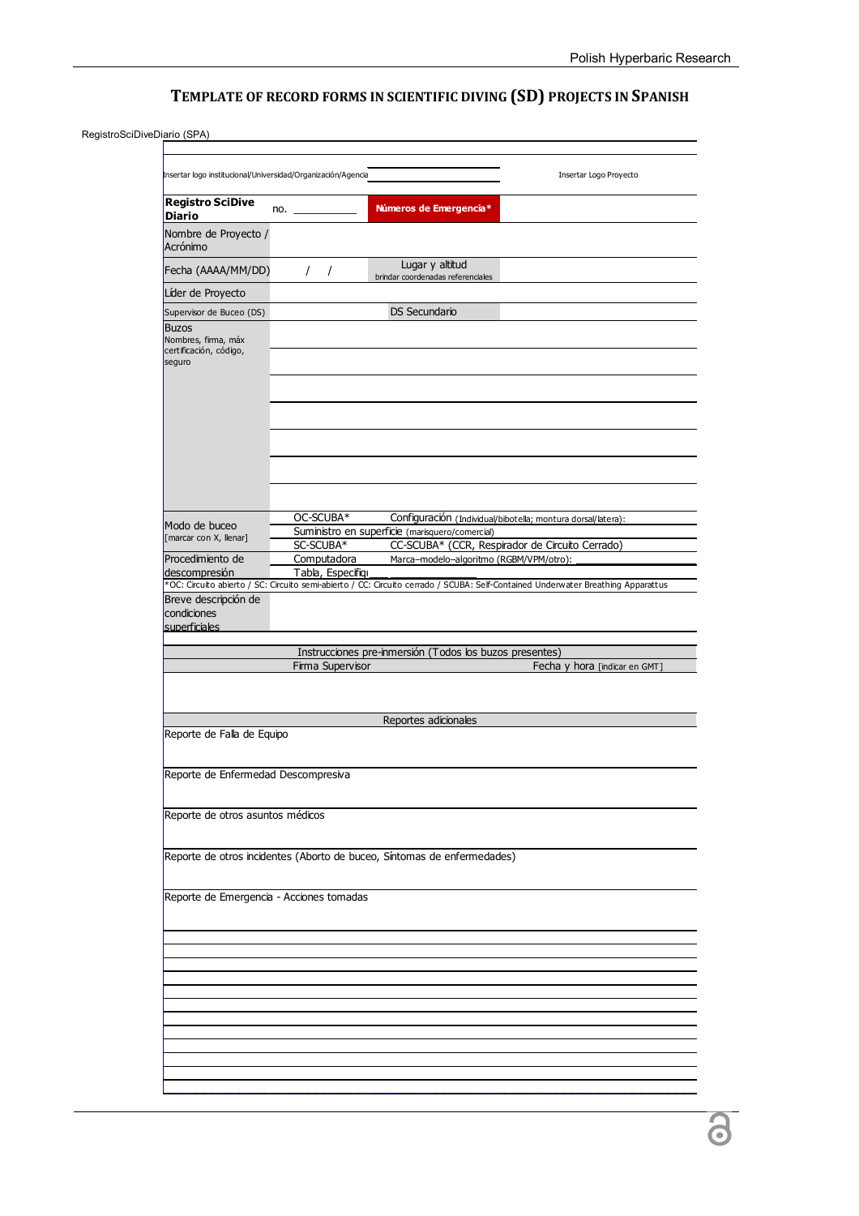# TEMPLATE OF RECORD FORMS IN SCIENTIFIC DIVING (SD) PROJECTS IN SPANISH

RegistroSciDiveDiario (SPA)

| Insertar logo institucional/Universidad/Organización/Agencia | | | Insertar Logo Proyecto |
|---|---|---|---|
| **Registro SciDive Diario** | no. ___________ | **Números de Emergencia\*** | |
| Nombre de Proyecto / Acrónimo | | | |
| Fecha (AAAA/MM/DD) | / / | Lugar y altitud brindar coordenadas referenciales | |
| Líder de Proyecto | | | |
| Supervisor de Buceo (DS) | | DS Secundario | |
| Buzos Nombres, firma, máx certificación, código, seguro | | | |
| | | | |
| | | | |
| | | | |
| | | | |
| | | | |
| | | | |
| Modo de buceo [marcar con X, llenar] | OC-SCUBA\* | Configuración (Individual/bibotella; montura dorsal/latera): | |
| | Suministro en superficie (marisquero/comercial) | | |
| | SC-SCUBA\* | CC-SCUBA\* (CCR, Respirador de Circuito Cerrado) | |
| Procedimiento de descompresión | Computadora | Marca–modelo–algoritmo (RGBM/VPM/otro): ___________ | |
| | Tabla, Especifiqu___ | ___________ | |

\*OC: Circuito abierto / SC: Circuito semi-abierto / CC: Circuito cerrado / SCUBA: Self-Contained Underwater Breathing Apparattus

| Breve descripción de condiciones superficiales | |
|---|---|

| Instrucciones pre-inmersión (Todos los buzos presentes) | |
|---|---|
| Firma Supervisor | Fecha y hora [indicar en GMT] |
| | |

**Reportes adicionales**

Reporte de Falla de Equipo

Reporte de Enfermedad Descompresiva

Reporte de otros asuntos médicos

Reporte de otros incidentes (Aborto de buceo, Síntomas de enfermedades)

Reporte de Emergencia - Acciones tomadas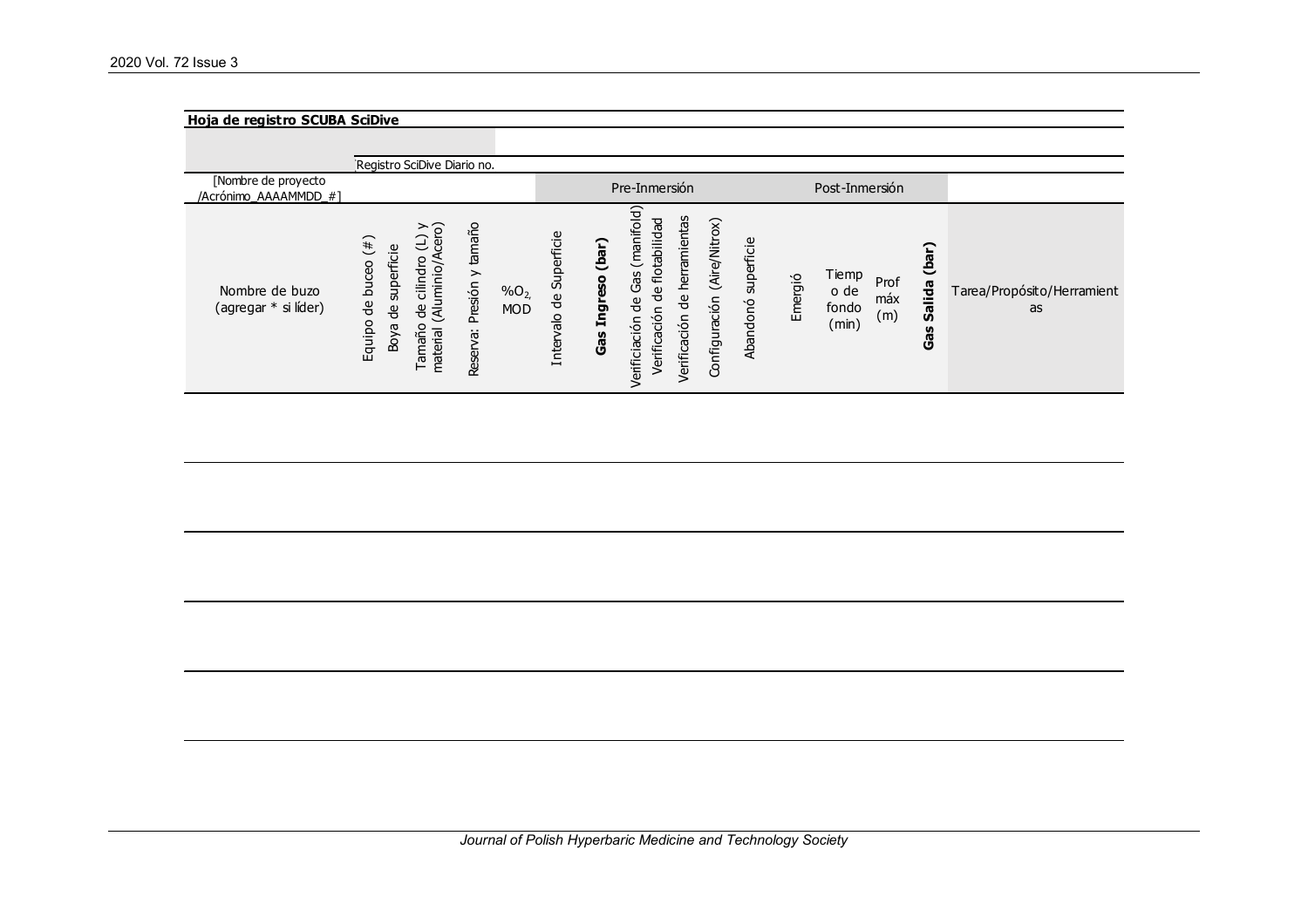**Hoja de registro SCUBA SciDive**

Registro SciDive Diario no.

[Nombre de proyecto /Acrónimo_AAAAMMDD_#]

| Nombre de buzo (agregar * si líder) | Equipo de buceo (#) | Boya de superficie | Tamaño de cilindro (L) y material (Aluminio/Acero) | Reserva: Presión y tamaño | %$O_2$, MOD | Intervalo de Superficie | **Gas Ingreso (bar)** | Verificiación de Gas (manifold) | Verificación de flotabilidad | Verificación de herramientas | Configuración (Aire/Nitrox) | Abandonó superficie | Emergió | Tiempo de fondo (min) | Prof máx (m) | **Gas Salida (bar)** | Tarea/Propósito/Herramientas |
|---|---|---|---|---|---|---|---|---|---|---|---|---|---|---|---|---|---|
| | | | | | | Pre-Inmersión | | | | | | | Post-Inmersión | | | | |
| | | | | | | | | | | | | | | | | | |
| | | | | | | | | | | | | | | | | | |
| | | | | | | | | | | | | | | | | | |
| | | | | | | | | | | | | | | | | | |
| | | | | | | | | | | | | | | | | | |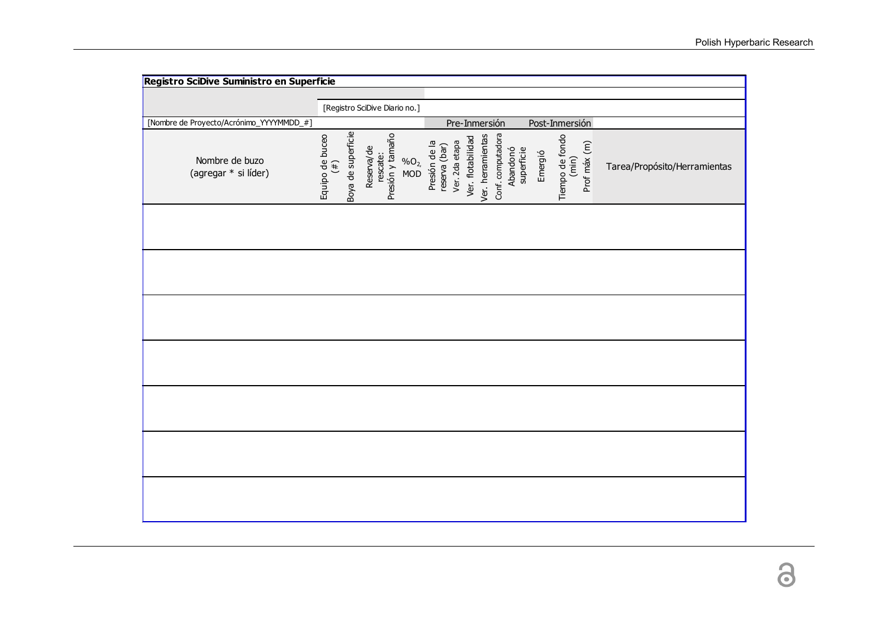**Registro SciDive Suministro en Superficie**

[Registro SciDive Diario no.]

[Nombre de Proyecto/Acrónimo_YYYYMMDD_#]

| Nombre de buzo (agregar * si líder) | Equipo de buceo (#) | Boya de superficie | Reserva/de rescate: Presión y tamaño | $\%O_2$ MOD | Presión de la reserva (bar) | Ver. 2da etapa | Ver. flotabilidad | Ver. herramientas | Conf. computadora | Abandonó superficie | Emergió | Tiempo de fondo (min) | Prof máx (m) | Tarea/Propósito/Herramientas |
|---|---|---|---|---|---|---|---|---|---|---|---|---|---|---|
| | | | | | Pre-Inmersión | | | | | | Post-Inmersión | | | |
| | | | | | | | | | | | | | | |
| | | | | | | | | | | | | | | |
| | | | | | | | | | | | | | | |
| | | | | | | | | | | | | | | |
| | | | | | | | | | | | | | | |
| | | | | | | | | | | | | | | |
| | | | | | | | | | | | | | | |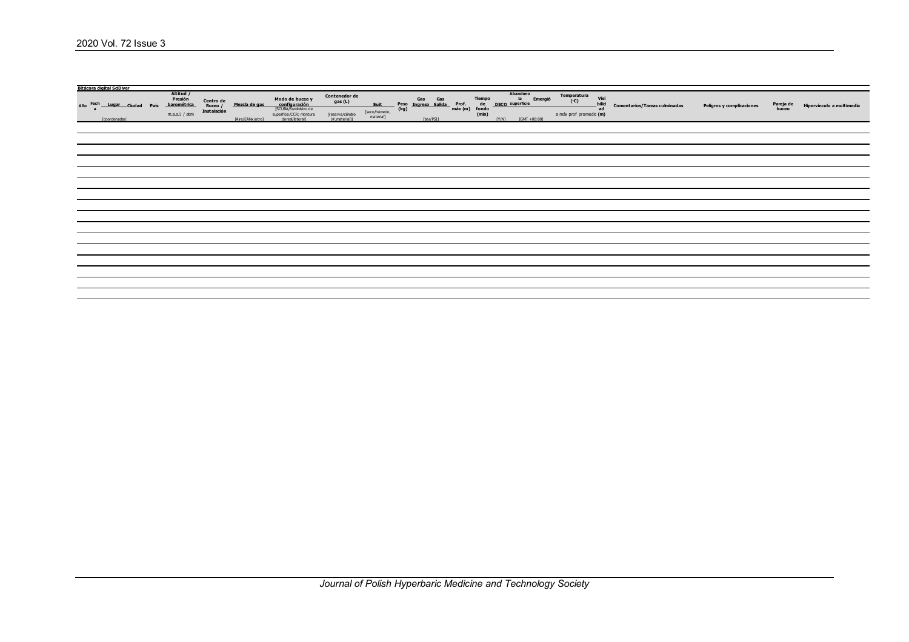**Bitácora digital SciDiver**

| Año | Fecha | Lugar [coordenadas] | Ciudad | País | Altitud / Presión barométrica m.a.s.l. / atm | Centro de Buceo / Instalación | Mezcla de gas [Aire/EANx/otro] | Modo de buceo y configuración [SCUBA/Suministro de superficie/CCR; montura dorsal/lateral] | Contenedor de gas (L) [reserva/cilindro (#,material)] | Suit [seco/húmedo, material] | Peso (kg) | Gas Ingreso [bar/PSI] | Gas Salida [bar/PSI] | Prof. máx (m) | Tiempo de fondo (min) | DECO [Y/N] | Abandono la superficie [GMT +00:00] | Emergió [GMT +00:00] | Temperatura (°C) a máx prof | Temperatura (°C) promedio | Visibilidad (m) | Comentarios/Tareas culminadas | Peligros y complicaciones | Pareja de buceo | Hipervínculo a multimedia |
|---|---|---|---|---|---|---|---|---|---|---|---|---|---|---|---|---|---|---|---|---|---|---|---|---|---|
| | | | | | | | | | | | | | | | | | | | | | | | | | |
| | | | | | | | | | | | | | | | | | | | | | | | | | |
| | | | | | | | | | | | | | | | | | | | | | | | | | |
| | | | | | | | | | | | | | | | | | | | | | | | | | |
| | | | | | | | | | | | | | | | | | | | | | | | | | |
| | | | | | | | | | | | | | | | | | | | | | | | | | |
| | | | | | | | | | | | | | | | | | | | | | | | | | |
| | | | | | | | | | | | | | | | | | | | | | | | | | |
| | | | | | | | | | | | | | | | | | | | | | | | | | |
| | | | | | | | | | | | | | | | | | | | | | | | | | |
| | | | | | | | | | | | | | | | | | | | | | | | | | |
| | | | | | | | | | | | | | | | | | | | | | | | | | |
| | | | | | | | | | | | | | | | | | | | | | | | | | |
| | | | | | | | | | | | | | | | | | | | | | | | | | |
| | | | | | | | | | | | | | | | | | | | | | | | | | |
| | | | | | | | | | | | | | | | | | | | | | | | | | |